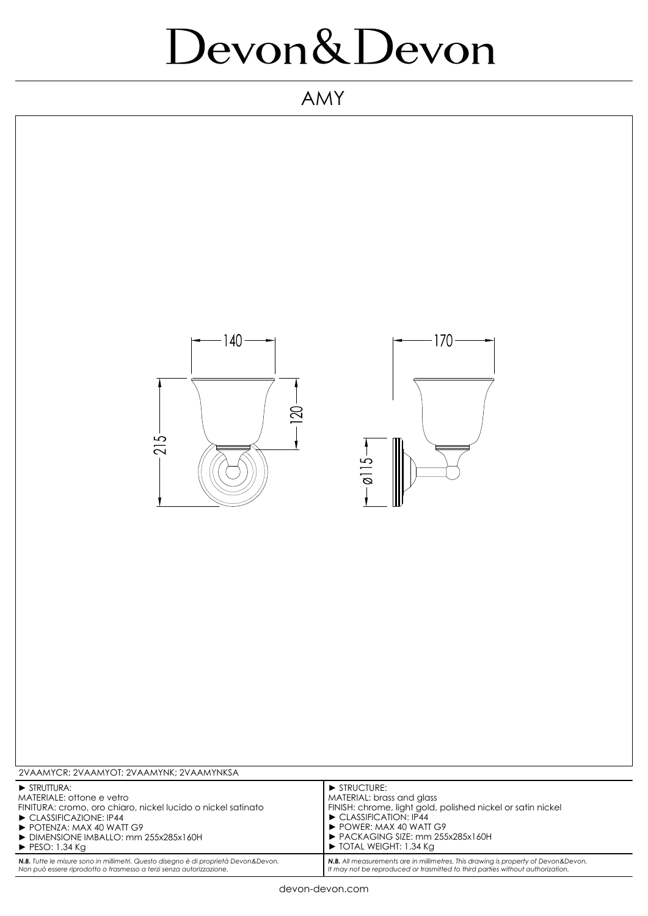# Devon&Devon

## AMY

140

170

215

120

ø115

2VAAMYCR; 2VAAMYOT; 2VAAMYNK; 2VAAMYNKSA

| | |
|---|---|
| ► STRUTTURA:<br>MATERIALE: ottone e vetro<br>FINITURA: cromo, oro chiaro, nickel lucido o nickel satinato<br>► CLASSIFICAZIONE: IP44<br>► POTENZA: MAX 40 WATT G9<br>► DIMENSIONE IMBALLO: mm 255x285x160H<br>► PESO: 1.34 Kg | ► STRUCTURE:<br>MATERIAL: brass and glass<br>FINISH: chrome, light gold, polished nickel or satin nickel<br>► CLASSIFICATION: IP44<br>► POWER: MAX 40 WATT G9<br>► PACKAGING SIZE: mm 255x285x160H<br>► TOTAL WEIGHT: 1.34 Kg |
| ***N.B.*** *Tutte le misure sono in millimetri. Questo disegno è di proprietà Devon&Devon. Non può essere riprodotto o trasmesso a terzi senza autorizzazione.* | ***N.B.*** *All measurements are in millimetres. This drawing is property of Devon&Devon. It may not be reproduced or trasmitted to third parties without authorization.* |

devon-devon.com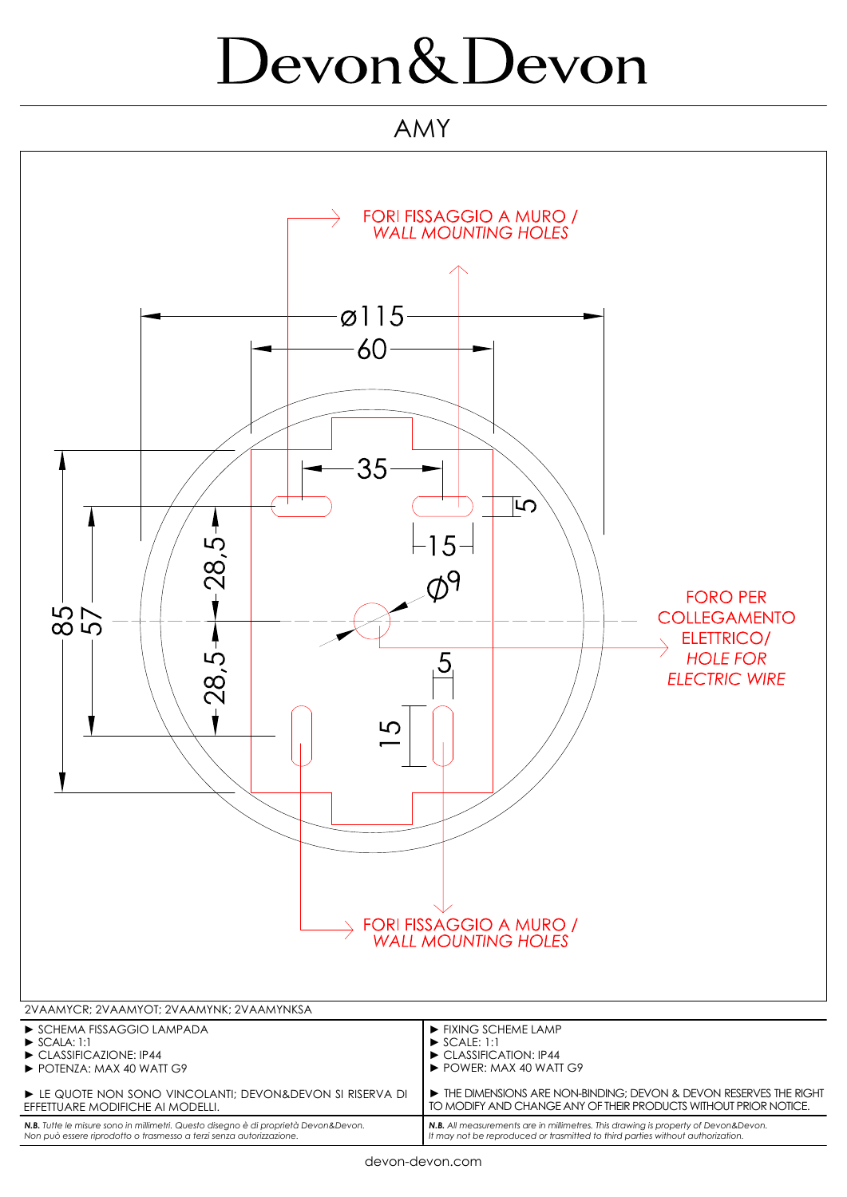# Devon&Devon

## AMY

FORI FISSAGGIO A MURO /
*WALL MOUNTING HOLES*

ø115

60

35

5

15

Ø9

85

57

28,5

28,5

5

15

FORO PER
COLLEGAMENTO
ELETTRICO/
*HOLE FOR*
*ELECTRIC WIRE*

FORI FISSAGGIO A MURO /
*WALL MOUNTING HOLES*

2VAAMYCR; 2VAAMYOT; 2VAAMYNK; 2VAAMYNKSA

| | |
|---|---|
| ► SCHEMA FISSAGGIO LAMPADA<br>► SCALA: 1:1<br>► CLASSIFICAZIONE: IP44<br>► POTENZA: MAX 40 WATT G9 | ► FIXING SCHEME LAMP<br>► SCALE: 1:1<br>► CLASSIFICATION: IP44<br>► POWER: MAX 40 WATT G9 |
| ► LE QUOTE NON SONO VINCOLANTI; DEVON&DEVON SI RISERVA DI EFFETTUARE MODIFICHE AI MODELLI. | ► THE DIMENSIONS ARE NON-BINDING; DEVON & DEVON RESERVES THE RIGHT TO MODIFY AND CHANGE ANY OF THEIR PRODUCTS WITHOUT PRIOR NOTICE. |
| ***N.B.*** *Tutte le misure sono in millimetri. Questo disegno è di proprietà Devon&Devon. Non può essere riprodotto o trasmesso a terzi senza autorizzazione.* | ***N.B.*** *All measurements are in millimetres. This drawing is property of Devon&Devon. It may not be reproduced or trasmitted to third parties without authorization.* |

devon-devon.com